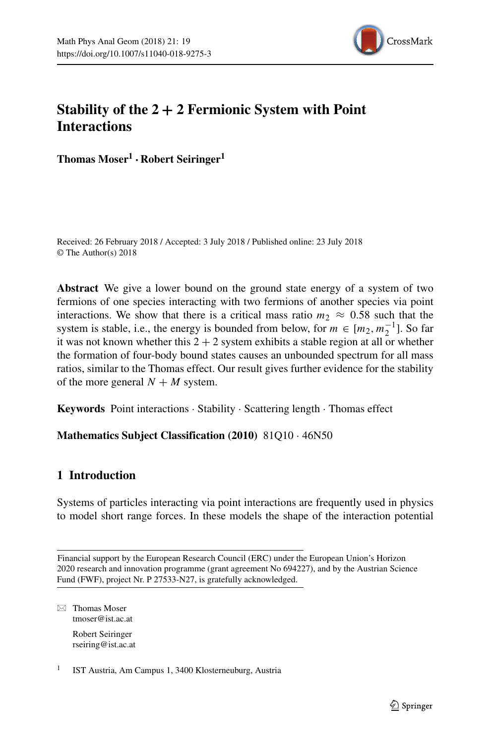# Stability of the $2 + 2$ Fermionic System with Point Interactions

**Thomas Moser[1] · Robert Seiringer[1]**

Received: 26 February 2018 / Accepted: 3 July 2018 / Published online: 23 July 2018
© The Author(s) 2018

**Abstract** We give a lower bound on the ground state energy of a system of two fermions of one species interacting with two fermions of another species via point interactions. We show that there is a critical mass ratio $m_2 \approx 0.58$ such that the system is stable, i.e., the energy is bounded from below, for $m \in [m_2, m_2^{-1}]$. So far it was not known whether this $2 + 2$ system exhibits a stable region at all or whether the formation of four-body bound states causes an unbounded spectrum for all mass ratios, similar to the Thomas effect. Our result gives further evidence for the stability of the more general $N + M$ system.

**Keywords** Point interactions · Stability · Scattering length · Thomas effect

**Mathematics Subject Classification (2010)** 81Q10 · 46N50

## 1 Introduction

Systems of particles interacting via point interactions are frequently used in physics to model short range forces. In these models the shape of the interaction potential

---

Financial support by the European Research Council (ERC) under the European Union's Horizon 2020 research and innovation programme (grant agreement No 694227), and by the Austrian Science Fund (FWF), project Nr. P 27533-N27, is gratefully acknowledged.

✉ Thomas Moser
tmoser@ist.ac.at

Robert Seiringer
rseiring@ist.ac.at

[1] IST Austria, Am Campus 1, 3400 Klosterneuburg, Austria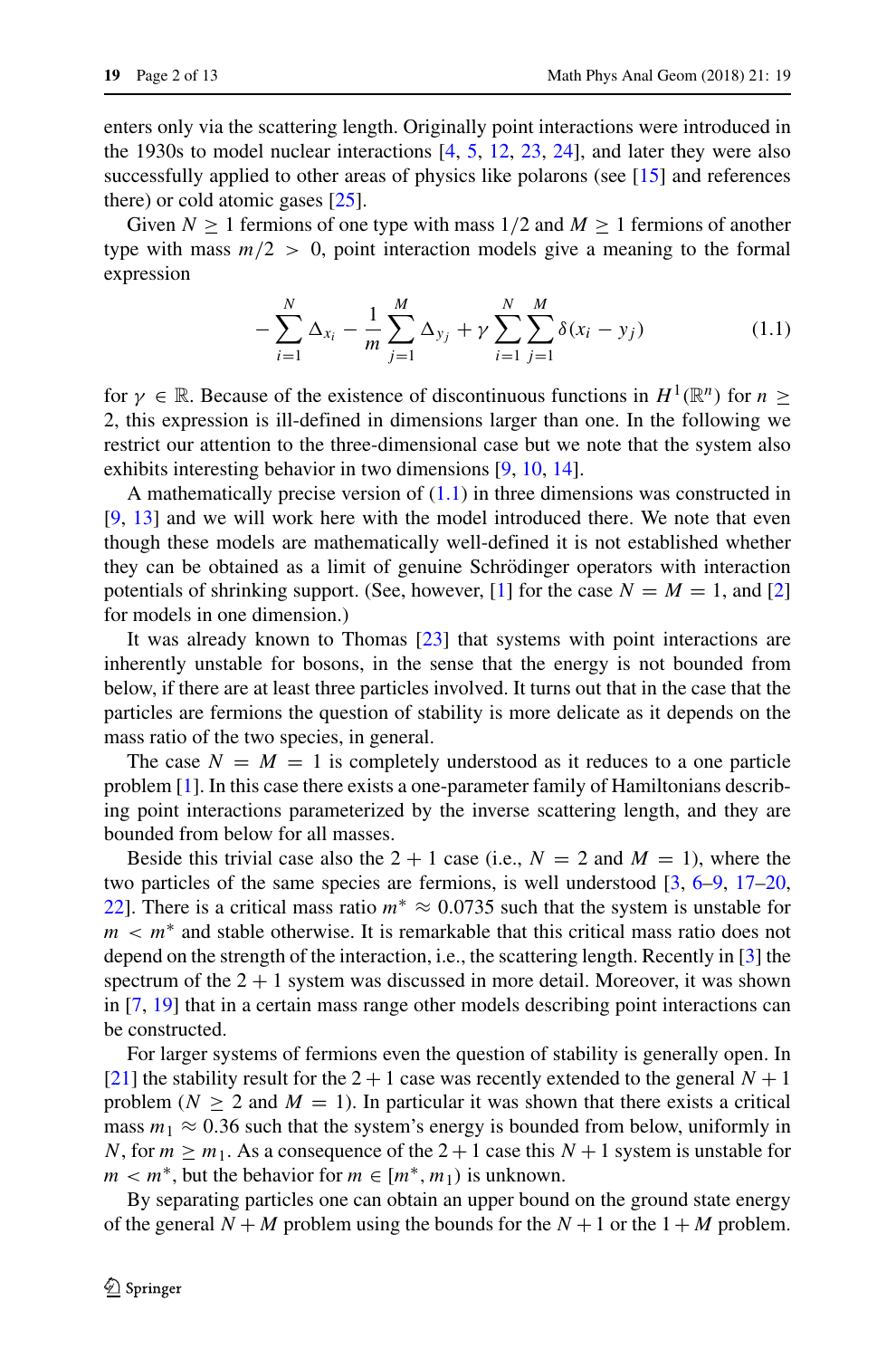enters only via the scattering length. Originally point interactions were introduced in the 1930s to model nuclear interactions [4, 5, 12, 23, 24], and later they were also successfully applied to other areas of physics like polarons (see [15] and references there) or cold atomic gases [25].

Given $N \geq 1$ fermions of one type with mass $1/2$ and $M \geq 1$ fermions of another type with mass $m/2 > 0$, point interaction models give a meaning to the formal expression

$$-\sum_{i=1}^{N} \Delta_{x_i} - \frac{1}{m} \sum_{j=1}^{M} \Delta_{y_j} + \gamma \sum_{i=1}^{N} \sum_{j=1}^{M} \delta(x_i - y_j) \tag{1.1}$$

for $\gamma \in \mathbb{R}$. Because of the existence of discontinuous functions in $H^1(\mathbb{R}^n)$ for $n \geq 2$, this expression is ill-defined in dimensions larger than one. In the following we restrict our attention to the three-dimensional case but we note that the system also exhibits interesting behavior in two dimensions [9, 10, 14].

A mathematically precise version of (1.1) in three dimensions was constructed in [9, 13] and we will work here with the model introduced there. We note that even though these models are mathematically well-defined it is not established whether they can be obtained as a limit of genuine Schrödinger operators with interaction potentials of shrinking support. (See, however, [1] for the case $N = M = 1$, and [2] for models in one dimension.)

It was already known to Thomas [23] that systems with point interactions are inherently unstable for bosons, in the sense that the energy is not bounded from below, if there are at least three particles involved. It turns out that in the case that the particles are fermions the question of stability is more delicate as it depends on the mass ratio of the two species, in general.

The case $N = M = 1$ is completely understood as it reduces to a one particle problem [1]. In this case there exists a one-parameter family of Hamiltonians describing point interactions parameterized by the inverse scattering length, and they are bounded from below for all masses.

Beside this trivial case also the $2 + 1$ case (i.e., $N = 2$ and $M = 1$), where the two particles of the same species are fermions, is well understood [3, 6–9, 17–20, 22]. There is a critical mass ratio $m^* \approx 0.0735$ such that the system is unstable for $m < m^*$ and stable otherwise. It is remarkable that this critical mass ratio does not depend on the strength of the interaction, i.e., the scattering length. Recently in [3] the spectrum of the $2 + 1$ system was discussed in more detail. Moreover, it was shown in [7, 19] that in a certain mass range other models describing point interactions can be constructed.

For larger systems of fermions even the question of stability is generally open. In [21] the stability result for the $2 + 1$ case was recently extended to the general $N + 1$ problem ($N \geq 2$ and $M = 1$). In particular it was shown that there exists a critical mass $m_1 \approx 0.36$ such that the system's energy is bounded from below, uniformly in $N$, for $m \geq m_1$. As a consequence of the $2 + 1$ case this $N + 1$ system is unstable for $m < m^*$, but the behavior for $m \in [m^*, m_1)$ is unknown.

By separating particles one can obtain an upper bound on the ground state energy of the general $N + M$ problem using the bounds for the $N + 1$ or the $1 + M$ problem.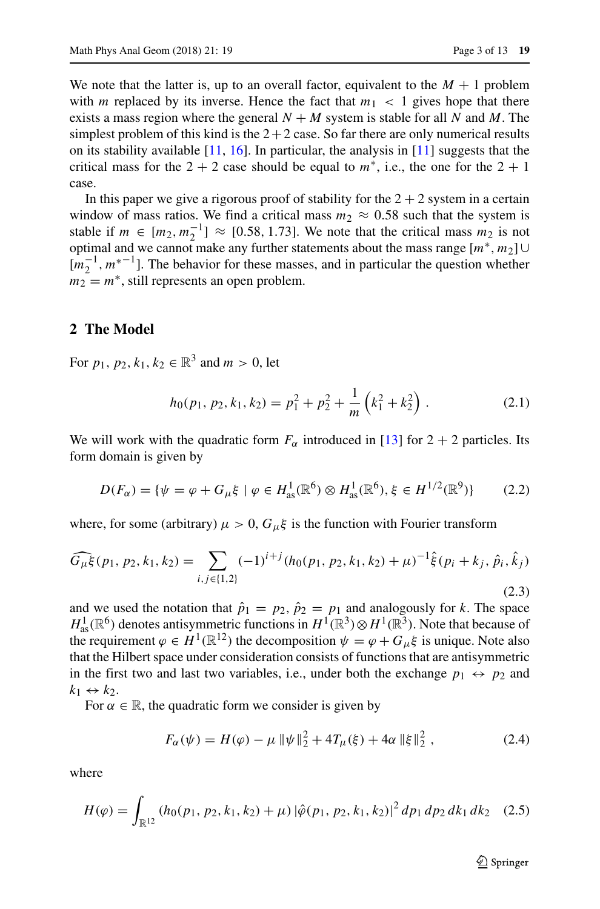We note that the latter is, up to an overall factor, equivalent to the $M + 1$ problem with $m$ replaced by its inverse. Hence the fact that $m_1 < 1$ gives hope that there exists a mass region where the general $N + M$ system is stable for all $N$ and $M$. The simplest problem of this kind is the $2+2$ case. So far there are only numerical results on its stability available [11, 16]. In particular, the analysis in [11] suggests that the critical mass for the $2 + 2$ case should be equal to $m^*$, i.e., the one for the $2 + 1$ case.

In this paper we give a rigorous proof of stability for the $2 + 2$ system in a certain window of mass ratios. We find a critical mass $m_2 \approx 0.58$ such that the system is stable if $m \in [m_2, m_2^{-1}] \approx [0.58, 1.73]$. We note that the critical mass $m_2$ is not optimal and we cannot make any further statements about the mass range $[m^*, m_2] \cup [m_2^{-1}, m^{*-1}]$. The behavior for these masses, and in particular the question whether $m_2 = m^*$, still represents an open problem.

## 2 The Model

For $p_1, p_2, k_1, k_2 \in \mathbb{R}^3$ and $m > 0$, let

$$h_0(p_1, p_2, k_1, k_2) = p_1^2 + p_2^2 + \frac{1}{m}\left(k_1^2 + k_2^2\right). \tag{2.1}$$

We will work with the quadratic form $F_\alpha$ introduced in [13] for $2 + 2$ particles. Its form domain is given by

$$D(F_\alpha) = \{\psi = \varphi + G_\mu \xi \mid \varphi \in H^1_{\text{as}}(\mathbb{R}^6) \otimes H^1_{\text{as}}(\mathbb{R}^6), \xi \in H^{1/2}(\mathbb{R}^9)\} \tag{2.2}$$

where, for some (arbitrary) $\mu > 0$, $G_\mu \xi$ is the function with Fourier transform

$$\widehat{G_\mu \xi}(p_1, p_2, k_1, k_2) = \sum_{i,j \in \{1,2\}} (-1)^{i+j} (h_0(p_1, p_2, k_1, k_2) + \mu)^{-1} \hat{\xi}(p_i + k_j, \hat{p}_i, \hat{k}_j) \tag{2.3}$$

and we used the notation that $\hat{p}_1 = p_2$, $\hat{p}_2 = p_1$ and analogously for $k$. The space $H^1_{\text{as}}(\mathbb{R}^6)$ denotes antisymmetric functions in $H^1(\mathbb{R}^3) \otimes H^1(\mathbb{R}^3)$. Note that because of the requirement $\varphi \in H^1(\mathbb{R}^{12})$ the decomposition $\psi = \varphi + G_\mu \xi$ is unique. Note also that the Hilbert space under consideration consists of functions that are antisymmetric in the first two and last two variables, i.e., under both the exchange $p_1 \leftrightarrow p_2$ and $k_1 \leftrightarrow k_2$.

For $\alpha \in \mathbb{R}$, the quadratic form we consider is given by

$$F_\alpha(\psi) = H(\varphi) - \mu \|\psi\|_2^2 + 4T_\mu(\xi) + 4\alpha \|\xi\|_2^2, \tag{2.4}$$

where

$$H(\varphi) = \int_{\mathbb{R}^{12}} (h_0(p_1, p_2, k_1, k_2) + \mu) |\hat{\varphi}(p_1, p_2, k_1, k_2)|^2 \, dp_1 \, dp_2 \, dk_1 \, dk_2 \tag{2.5}$$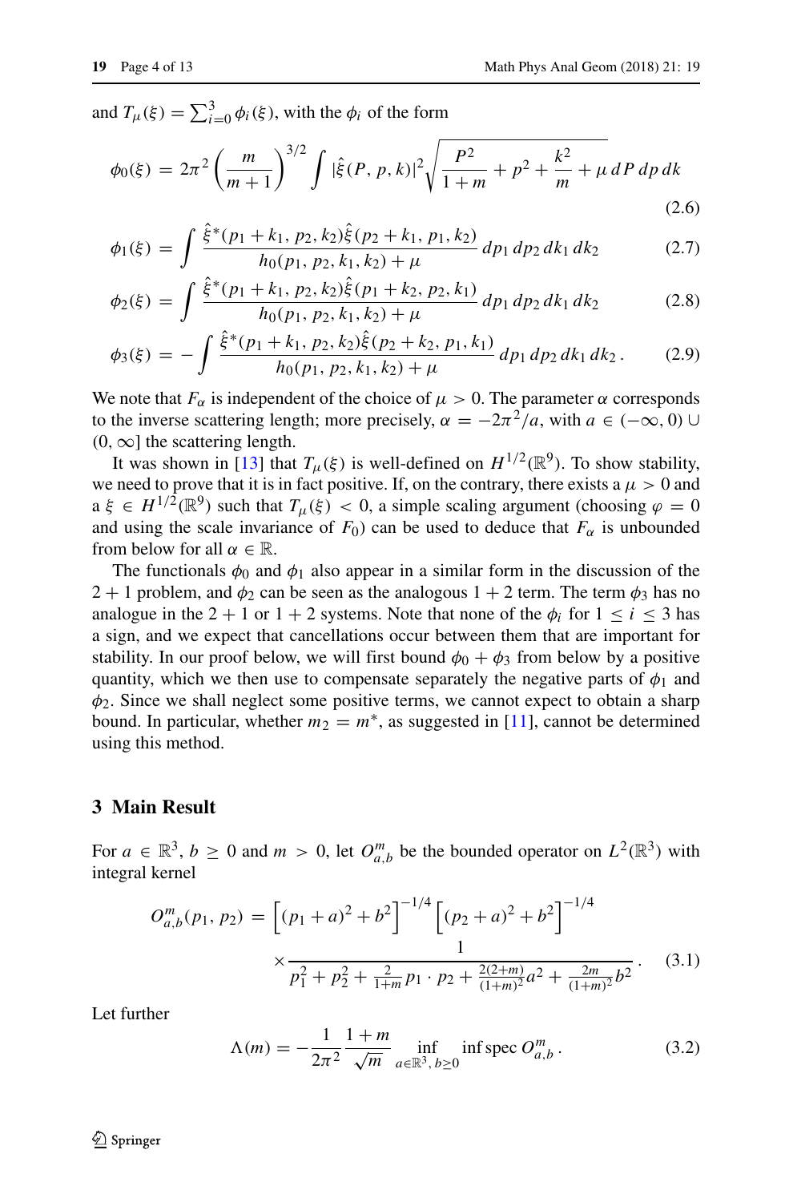and $T_\mu(\xi) = \sum_{i=0}^{3} \phi_i(\xi)$, with the $\phi_i$ of the form

$$\phi_0(\xi) = 2\pi^2 \left(\frac{m}{m+1}\right)^{3/2} \int |\hat{\xi}(P, p, k)|^2 \sqrt{\frac{P^2}{1+m} + p^2 + \frac{k^2}{m} + \mu}\, dP\, dp\, dk \tag{2.6}$$

$$\phi_1(\xi) = \int \frac{\hat{\xi}^*(p_1 + k_1, p_2, k_2)\hat{\xi}(p_2 + k_1, p_1, k_2)}{h_0(p_1, p_2, k_1, k_2) + \mu}\, dp_1\, dp_2\, dk_1\, dk_2 \tag{2.7}$$

$$\phi_2(\xi) = \int \frac{\hat{\xi}^*(p_1 + k_1, p_2, k_2)\hat{\xi}(p_1 + k_2, p_2, k_1)}{h_0(p_1, p_2, k_1, k_2) + \mu}\, dp_1\, dp_2\, dk_1\, dk_2 \tag{2.8}$$

$$\phi_3(\xi) = -\int \frac{\hat{\xi}^*(p_1 + k_1, p_2, k_2)\hat{\xi}(p_2 + k_2, p_1, k_1)}{h_0(p_1, p_2, k_1, k_2) + \mu}\, dp_1\, dp_2\, dk_1\, dk_2\,. \tag{2.9}$$

We note that $F_\alpha$ is independent of the choice of $\mu > 0$. The parameter $\alpha$ corresponds to the inverse scattering length; more precisely, $\alpha = -2\pi^2/a$, with $a \in (-\infty, 0) \cup (0, \infty]$ the scattering length.

It was shown in [13] that $T_\mu(\xi)$ is well-defined on $H^{1/2}(\mathbb{R}^9)$. To show stability, we need to prove that it is in fact positive. If, on the contrary, there exists a $\mu > 0$ and a $\xi \in H^{1/2}(\mathbb{R}^9)$ such that $T_\mu(\xi) < 0$, a simple scaling argument (choosing $\varphi = 0$ and using the scale invariance of $F_0$) can be used to deduce that $F_\alpha$ is unbounded from below for all $\alpha \in \mathbb{R}$.

The functionals $\phi_0$ and $\phi_1$ also appear in a similar form in the discussion of the $2+1$ problem, and $\phi_2$ can be seen as the analogous $1+2$ term. The term $\phi_3$ has no analogue in the $2+1$ or $1+2$ systems. Note that none of the $\phi_i$ for $1 \le i \le 3$ has a sign, and we expect that cancellations occur between them that are important for stability. In our proof below, we will first bound $\phi_0 + \phi_3$ from below by a positive quantity, which we then use to compensate separately the negative parts of $\phi_1$ and $\phi_2$. Since we shall neglect some positive terms, we cannot expect to obtain a sharp bound. In particular, whether $m_2 = m^*$, as suggested in [11], cannot be determined using this method.

## 3 Main Result

For $a \in \mathbb{R}^3$, $b \ge 0$ and $m > 0$, let $O^m_{a,b}$ be the bounded operator on $L^2(\mathbb{R}^3)$ with integral kernel

$$O^m_{a,b}(p_1, p_2) = \left[(p_1 + a)^2 + b^2\right]^{-1/4} \left[(p_2 + a)^2 + b^2\right]^{-1/4} \times \frac{1}{p_1^2 + p_2^2 + \frac{2}{1+m} p_1 \cdot p_2 + \frac{2(2+m)}{(1+m)^2} a^2 + \frac{2m}{(1+m)^2} b^2}\,. \tag{3.1}$$

Let further

$$\Lambda(m) = -\frac{1}{2\pi^2} \frac{1+m}{\sqrt{m}} \inf_{a \in \mathbb{R}^3,\, b \ge 0} \inf \operatorname{spec} O^m_{a,b}\,. \tag{3.2}$$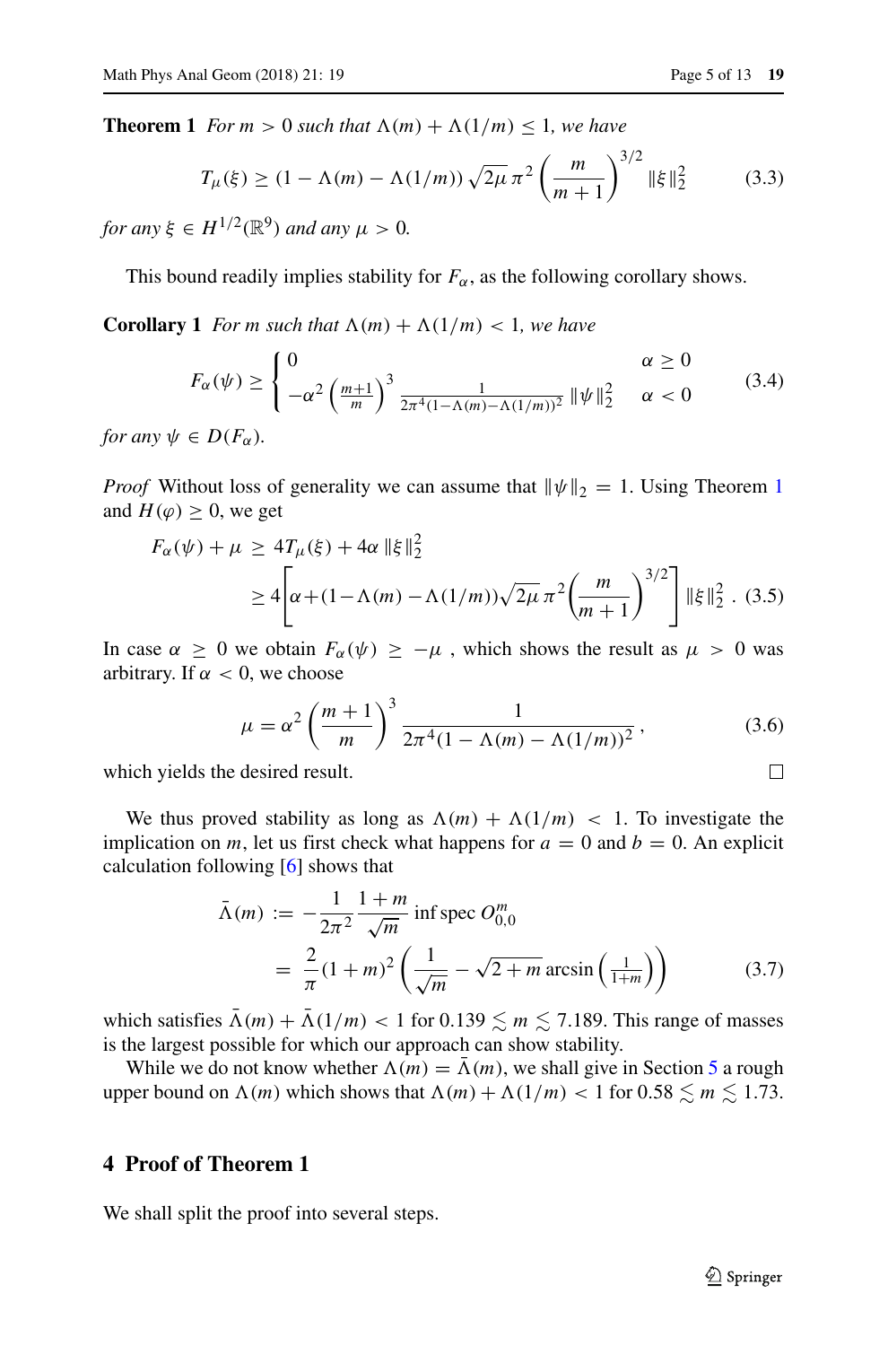**Theorem 1** *For $m > 0$ such that $\Lambda(m) + \Lambda(1/m) \leq 1$, we have*

$$T_\mu(\xi) \geq (1 - \Lambda(m) - \Lambda(1/m)) \sqrt{2\mu}\, \pi^2 \left(\frac{m}{m+1}\right)^{3/2} \|\xi\|_2^2 \tag{3.3}$$

*for any $\xi \in H^{1/2}(\mathbb{R}^9)$ and any $\mu > 0$.*

This bound readily implies stability for $F_\alpha$, as the following corollary shows.

**Corollary 1** *For $m$ such that $\Lambda(m) + \Lambda(1/m) < 1$, we have*

$$F_\alpha(\psi) \geq \begin{cases} 0 & \alpha \geq 0 \\ -\alpha^2 \left(\frac{m+1}{m}\right)^3 \frac{1}{2\pi^4 (1-\Lambda(m)-\Lambda(1/m))^2} \|\psi\|_2^2 & \alpha < 0 \end{cases} \tag{3.4}$$

*for any $\psi \in D(F_\alpha)$.*

*Proof* Without loss of generality we can assume that $\|\psi\|_2 = 1$. Using Theorem 1 and $H(\varphi) \geq 0$, we get

$$\begin{aligned} F_\alpha(\psi) + \mu &\geq 4T_\mu(\xi) + 4\alpha \|\xi\|_2^2 \\ &\geq 4\left[\alpha + (1-\Lambda(m) - \Lambda(1/m))\sqrt{2\mu}\, \pi^2 \left(\frac{m}{m+1}\right)^{3/2}\right] \|\xi\|_2^2 \,. \end{aligned} \tag{3.5}$$

In case $\alpha \geq 0$ we obtain $F_\alpha(\psi) \geq -\mu$ , which shows the result as $\mu > 0$ was arbitrary. If $\alpha < 0$, we choose

$$\mu = \alpha^2 \left(\frac{m+1}{m}\right)^3 \frac{1}{2\pi^4 (1 - \Lambda(m) - \Lambda(1/m))^2} \,, \tag{3.6}$$

which yields the desired result. □

We thus proved stability as long as $\Lambda(m) + \Lambda(1/m) < 1$. To investigate the implication on $m$, let us first check what happens for $a = 0$ and $b = 0$. An explicit calculation following [6] shows that

$$\begin{aligned} \bar{\Lambda}(m) &:= -\frac{1}{2\pi^2} \frac{1+m}{\sqrt{m}} \inf \operatorname{spec} O_{0,0}^m \\ &= \frac{2}{\pi} (1+m)^2 \left( \frac{1}{\sqrt{m}} - \sqrt{2+m} \arcsin\left(\tfrac{1}{1+m}\right) \right) \end{aligned} \tag{3.7}$$

which satisfies $\bar{\Lambda}(m) + \bar{\Lambda}(1/m) < 1$ for $0.139 \lesssim m \lesssim 7.189$. This range of masses is the largest possible for which our approach can show stability.

While we do not know whether $\Lambda(m) = \bar{\Lambda}(m)$, we shall give in Section 5 a rough upper bound on $\Lambda(m)$ which shows that $\Lambda(m) + \Lambda(1/m) < 1$ for $0.58 \lesssim m \lesssim 1.73$.

## 4 Proof of Theorem 1

We shall split the proof into several steps.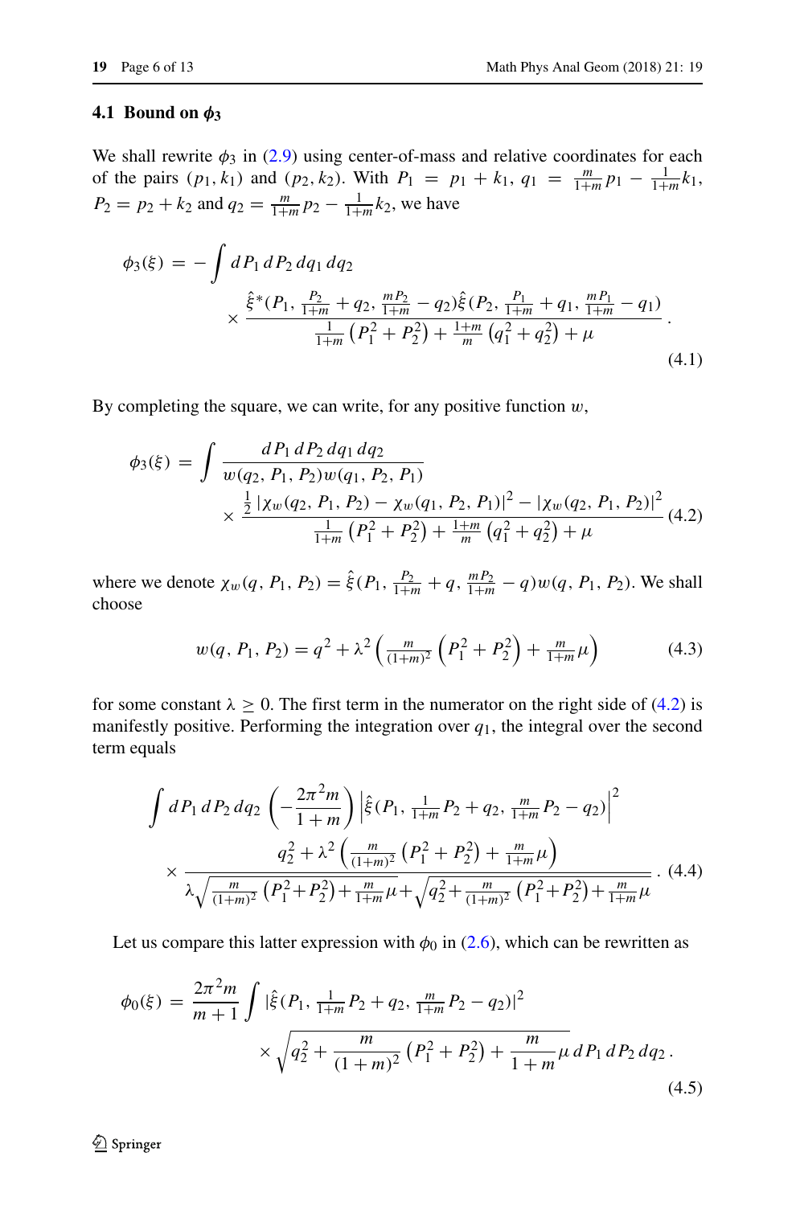### 4.1 Bound on $\phi_3$

We shall rewrite $\phi_3$ in (2.9) using center-of-mass and relative coordinates for each of the pairs $(p_1, k_1)$ and $(p_2, k_2)$. With $P_1 = p_1 + k_1$, $q_1 = \frac{m}{1+m} p_1 - \frac{1}{1+m} k_1$, $P_2 = p_2 + k_2$ and $q_2 = \frac{m}{1+m} p_2 - \frac{1}{1+m} k_2$, we have

$$
\phi_3(\xi) = -\int dP_1\, dP_2\, dq_1\, dq_2 \times \frac{\hat{\xi}^*(P_1, \frac{P_2}{1+m} + q_2, \frac{mP_2}{1+m} - q_2)\hat{\xi}(P_2, \frac{P_1}{1+m} + q_1, \frac{mP_1}{1+m} - q_1)}{\frac{1}{1+m}\left(P_1^2 + P_2^2\right) + \frac{1+m}{m}\left(q_1^2 + q_2^2\right) + \mu}. \tag{4.1}
$$

By completing the square, we can write, for any positive function $w$,

$$
\phi_3(\xi) = \int \frac{dP_1\, dP_2\, dq_1\, dq_2}{w(q_2, P_1, P_2) w(q_1, P_2, P_1)} \times \frac{\frac{1}{2}\left|\chi_w(q_2, P_1, P_2) - \chi_w(q_1, P_2, P_1)\right|^2 - \left|\chi_w(q_2, P_1, P_2)\right|^2}{\frac{1}{1+m}\left(P_1^2 + P_2^2\right) + \frac{1+m}{m}\left(q_1^2 + q_2^2\right) + \mu} \tag{4.2}
$$

where we denote $\chi_w(q, P_1, P_2) = \hat{\xi}(P_1, \frac{P_2}{1+m} + q, \frac{mP_2}{1+m} - q) w(q, P_1, P_2)$. We shall choose

$$
w(q, P_1, P_2) = q^2 + \lambda^2\left(\tfrac{m}{(1+m)^2}\left(P_1^2 + P_2^2\right) + \tfrac{m}{1+m}\mu\right) \tag{4.3}
$$

for some constant $\lambda \geq 0$. The first term in the numerator on the right side of (4.2) is manifestly positive. Performing the integration over $q_1$, the integral over the second term equals

$$
\int dP_1\, dP_2\, dq_2 \left(-\frac{2\pi^2 m}{1+m}\right)\left|\hat{\xi}(P_1, \tfrac{1}{1+m}P_2 + q_2, \tfrac{m}{1+m}P_2 - q_2)\right|^2 \times \frac{q_2^2 + \lambda^2\left(\frac{m}{(1+m)^2}\left(P_1^2 + P_2^2\right) + \frac{m}{1+m}\mu\right)}{\lambda\sqrt{\frac{m}{(1+m)^2}\left(P_1^2 + P_2^2\right) + \frac{m}{1+m}\mu} + \sqrt{q_2^2 + \frac{m}{(1+m)^2}\left(P_1^2 + P_2^2\right) + \frac{m}{1+m}\mu}}. \tag{4.4}
$$

Let us compare this latter expression with $\phi_0$ in (2.6), which can be rewritten as

$$
\phi_0(\xi) = \frac{2\pi^2 m}{m+1}\int |\hat{\xi}(P_1, \tfrac{1}{1+m}P_2 + q_2, \tfrac{m}{1+m}P_2 - q_2)|^2 \times \sqrt{q_2^2 + \frac{m}{(1+m)^2}\left(P_1^2 + P_2^2\right) + \frac{m}{1+m}\mu}\, dP_1\, dP_2\, dq_2. \tag{4.5}
$$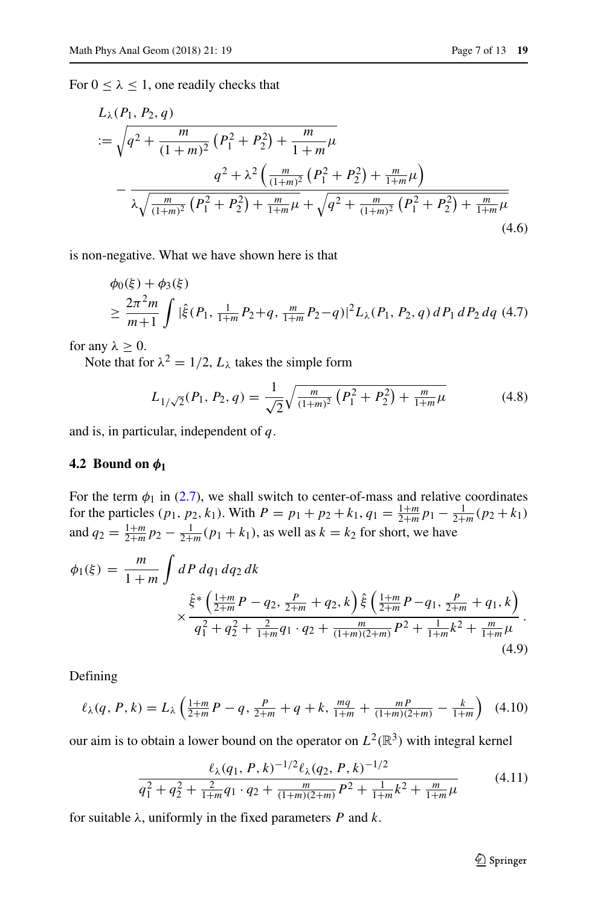For $0 \leq \lambda \leq 1$, one readily checks that

$$
\begin{aligned}
&L_\lambda(P_1, P_2, q) \\
&:= \sqrt{q^2 + \frac{m}{(1+m)^2}\left(P_1^2 + P_2^2\right) + \frac{m}{1+m}\mu} \\
&\quad - \frac{q^2 + \lambda^2\left(\frac{m}{(1+m)^2}\left(P_1^2+P_2^2\right) + \frac{m}{1+m}\mu\right)}{\lambda\sqrt{\frac{m}{(1+m)^2}\left(P_1^2+P_2^2\right) + \frac{m}{1+m}\mu} + \sqrt{q^2 + \frac{m}{(1+m)^2}\left(P_1^2+P_2^2\right) + \frac{m}{1+m}\mu}}
\end{aligned}
\tag{4.6}
$$

is non-negative. What we have shown here is that

$$
\begin{aligned}
&\phi_0(\xi) + \phi_3(\xi) \\
&\geq \frac{2\pi^2 m}{m+1}\int |\hat{\xi}(P_1, \tfrac{1}{1+m}P_2 + q, \tfrac{m}{1+m}P_2 - q)|^2 L_\lambda(P_1, P_2, q)\, dP_1\, dP_2\, dq
\end{aligned}
\tag{4.7}
$$

for any $\lambda \geq 0$.

Note that for $\lambda^2 = 1/2$, $L_\lambda$ takes the simple form

$$
L_{1/\sqrt{2}}(P_1, P_2, q) = \frac{1}{\sqrt{2}}\sqrt{\tfrac{m}{(1+m)^2}\left(P_1^2+P_2^2\right) + \tfrac{m}{1+m}\mu} \tag{4.8}
$$

and is, in particular, independent of $q$.

### 4.2 Bound on $\phi_1$

For the term $\phi_1$ in (2.7), we shall switch to center-of-mass and relative coordinates for the particles $(p_1, p_2, k_1)$. With $P = p_1 + p_2 + k_1$, $q_1 = \frac{1+m}{2+m}p_1 - \frac{1}{2+m}(p_2 + k_1)$ and $q_2 = \frac{1+m}{2+m}p_2 - \frac{1}{2+m}(p_1 + k_1)$, as well as $k = k_2$ for short, we have

$$
\begin{aligned}
\phi_1(\xi) \;=\; \frac{m}{1+m}\int dP\, dq_1\, dq_2\, dk \\
\times \frac{\hat{\xi}^*\left(\frac{1+m}{2+m}P - q_2, \frac{P}{2+m} + q_2, k\right)\hat{\xi}\left(\frac{1+m}{2+m}P - q_1, \frac{P}{2+m} + q_1, k\right)}{q_1^2 + q_2^2 + \frac{2}{1+m}q_1\cdot q_2 + \frac{m}{(1+m)(2+m)}P^2 + \frac{1}{1+m}k^2 + \frac{m}{1+m}\mu}.
\end{aligned}
\tag{4.9}
$$

Defining

$$
\ell_\lambda(q, P, k) = L_\lambda\left(\tfrac{1+m}{2+m}P - q, \tfrac{P}{2+m} + q + k, \tfrac{mq}{1+m} + \tfrac{mP}{(1+m)(2+m)} - \tfrac{k}{1+m}\right) \tag{4.10}
$$

our aim is to obtain a lower bound on the operator on $L^2(\mathbb{R}^3)$ with integral kernel

$$
\frac{\ell_\lambda(q_1, P, k)^{-1/2}\ell_\lambda(q_2, P, k)^{-1/2}}{q_1^2 + q_2^2 + \frac{2}{1+m}q_1\cdot q_2 + \frac{m}{(1+m)(2+m)}P^2 + \frac{1}{1+m}k^2 + \frac{m}{1+m}\mu} \tag{4.11}
$$

for suitable $\lambda$, uniformly in the fixed parameters $P$ and $k$.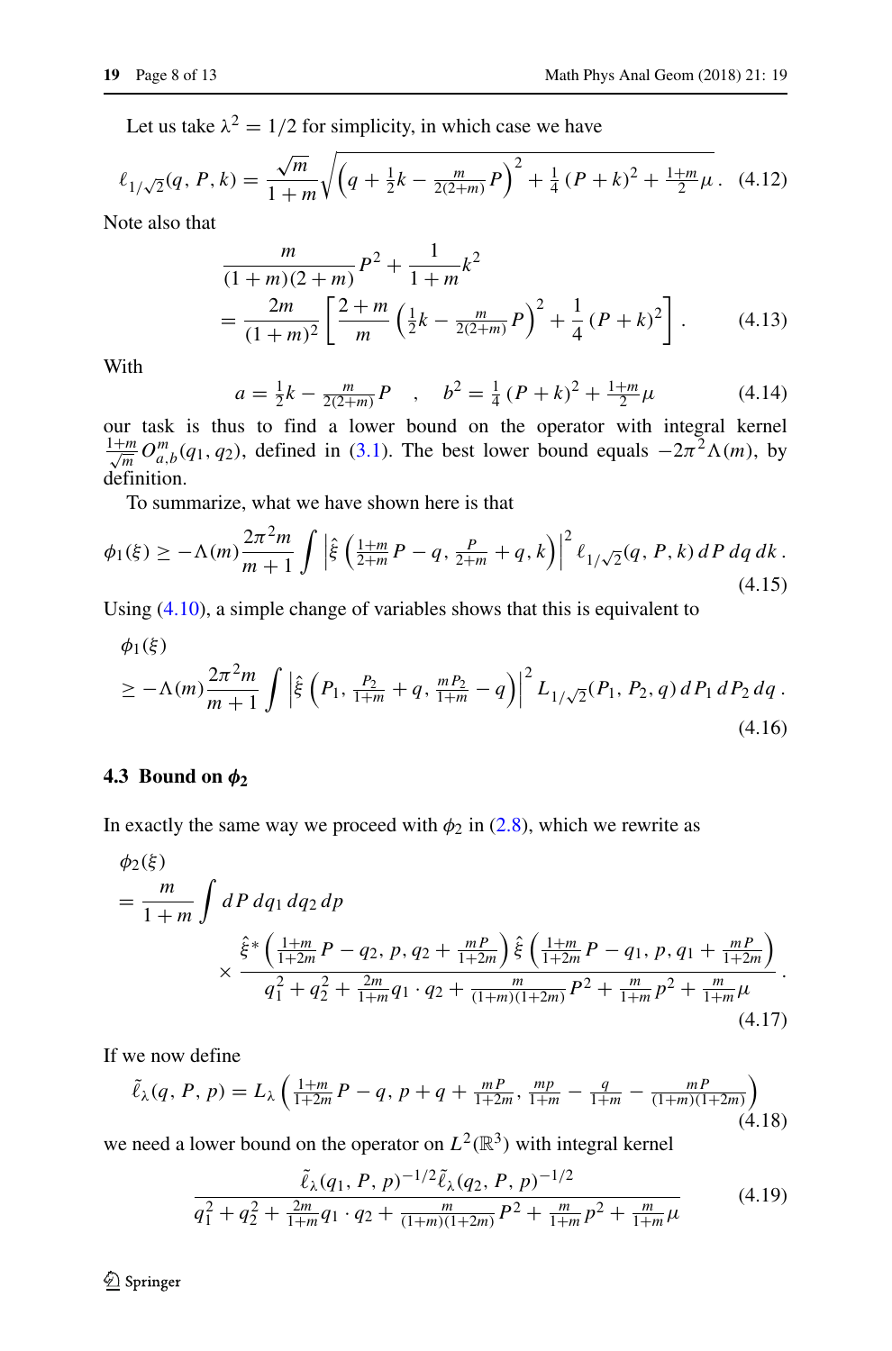Let us take $\lambda^2 = 1/2$ for simplicity, in which case we have

$$\ell_{1/\sqrt{2}}(q, P, k) = \frac{\sqrt{m}}{1+m}\sqrt{\left(q + \tfrac{1}{2}k - \tfrac{m}{2(2+m)}P\right)^2 + \tfrac{1}{4}(P+k)^2 + \tfrac{1+m}{2}\mu}\,. \quad (4.12)$$

Note also that

$$\frac{m}{(1+m)(2+m)}P^2 + \frac{1}{1+m}k^2 = \frac{2m}{(1+m)^2}\left[\frac{2+m}{m}\left(\tfrac{1}{2}k - \tfrac{m}{2(2+m)}P\right)^2 + \frac{1}{4}(P+k)^2\right]. \quad (4.13)$$

With

$$a = \tfrac{1}{2}k - \tfrac{m}{2(2+m)}P \quad , \quad b^2 = \tfrac{1}{4}(P+k)^2 + \tfrac{1+m}{2}\mu \quad (4.14)$$

our task is thus to find a lower bound on the operator with integral kernel $\frac{1+m}{\sqrt{m}}O^m_{a,b}(q_1, q_2)$, defined in (3.1). The best lower bound equals $-2\pi^2\Lambda(m)$, by definition.

To summarize, what we have shown here is that

$$\phi_1(\xi) \geq -\Lambda(m)\frac{2\pi^2 m}{m+1}\int \left|\hat{\xi}\left(\tfrac{1+m}{2+m}P - q, \tfrac{P}{2+m} + q, k\right)\right|^2 \ell_{1/\sqrt{2}}(q, P, k)\, dP\, dq\, dk\,. \quad (4.15)$$

Using (4.10), a simple change of variables shows that this is equivalent to

$$\phi_1(\xi) \geq -\Lambda(m)\frac{2\pi^2 m}{m+1}\int \left|\hat{\xi}\left(P_1, \tfrac{P_2}{1+m} + q, \tfrac{mP_2}{1+m} - q\right)\right|^2 L_{1/\sqrt{2}}(P_1, P_2, q)\, dP_1\, dP_2\, dq\,. \quad (4.16)$$

### 4.3 Bound on $\phi_2$

In exactly the same way we proceed with $\phi_2$ in (2.8), which we rewrite as

$$\phi_2(\xi) = \frac{m}{1+m}\int dP\, dq_1\, dq_2\, dp \times \frac{\hat{\xi}^*\left(\tfrac{1+m}{1+2m}P - q_2, p, q_2 + \tfrac{mP}{1+2m}\right)\hat{\xi}\left(\tfrac{1+m}{1+2m}P - q_1, p, q_1 + \tfrac{mP}{1+2m}\right)}{q_1^2 + q_2^2 + \tfrac{2m}{1+m}q_1\cdot q_2 + \tfrac{m}{(1+m)(1+2m)}P^2 + \tfrac{m}{1+m}p^2 + \tfrac{m}{1+m}\mu}\,. \quad (4.17)$$

If we now define

$$\tilde{\ell}_\lambda(q, P, p) = L_\lambda\left(\tfrac{1+m}{1+2m}P - q, p + q + \tfrac{mP}{1+2m}, \tfrac{mp}{1+m} - \tfrac{q}{1+m} - \tfrac{mP}{(1+m)(1+2m)}\right) \quad (4.18)$$

we need a lower bound on the operator on $L^2(\mathbb{R}^3)$ with integral kernel

$$\frac{\tilde{\ell}_\lambda(q_1, P, p)^{-1/2}\tilde{\ell}_\lambda(q_2, P, p)^{-1/2}}{q_1^2 + q_2^2 + \frac{2m}{1+m}q_1\cdot q_2 + \frac{m}{(1+m)(1+2m)}P^2 + \frac{m}{1+m}p^2 + \frac{m}{1+m}\mu} \quad (4.19)$$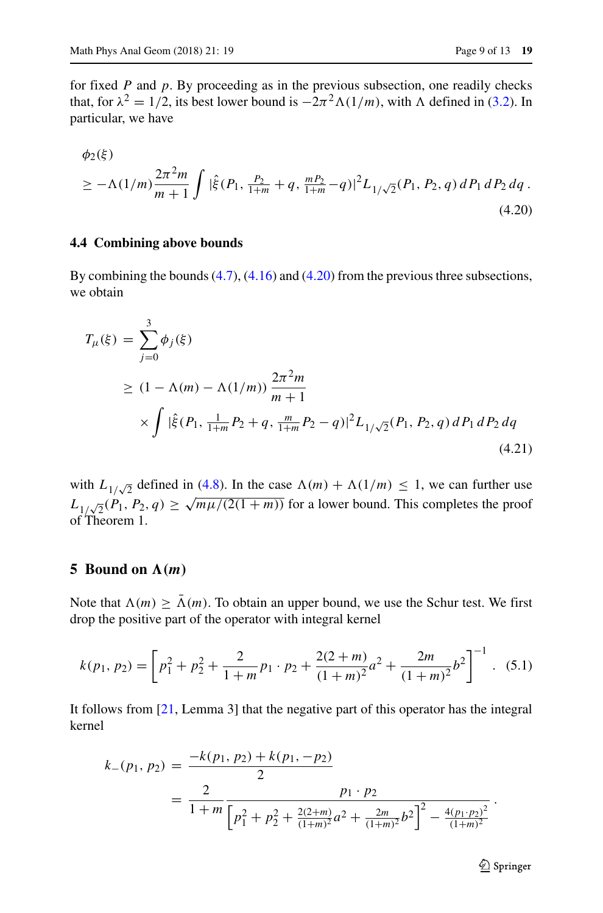for fixed $P$ and $p$. By proceeding as in the previous subsection, one readily checks that, for $\lambda^2 = 1/2$, its best lower bound is $-2\pi^2\Lambda(1/m)$, with $\Lambda$ defined in (3.2). In particular, we have

$$
\begin{aligned}
&\phi_2(\xi) \\
&\geq -\Lambda(1/m)\frac{2\pi^2 m}{m+1}\int |\hat{\xi}(P_1, \tfrac{P_2}{1+m}+q, \tfrac{mP_2}{1+m}-q)|^2 L_{1/\sqrt{2}}(P_1, P_2, q)\, dP_1\, dP_2\, dq\,.
\end{aligned}
\tag{4.20}
$$

### 4.4 Combining above bounds

By combining the bounds (4.7), (4.16) and (4.20) from the previous three subsections, we obtain

$$
\begin{aligned}
T_\mu(\xi) &= \sum_{j=0}^{3}\phi_j(\xi) \\
&\geq (1-\Lambda(m)-\Lambda(1/m))\,\frac{2\pi^2 m}{m+1} \\
&\quad\times \int |\hat{\xi}(P_1, \tfrac{1}{1+m}P_2+q, \tfrac{m}{1+m}P_2-q)|^2 L_{1/\sqrt{2}}(P_1, P_2, q)\, dP_1\, dP_2\, dq
\end{aligned}
\tag{4.21}
$$

with $L_{1/\sqrt{2}}$ defined in (4.8). In the case $\Lambda(m)+\Lambda(1/m) \leq 1$, we can further use $L_{1/\sqrt{2}}(P_1, P_2, q) \geq \sqrt{m\mu/(2(1+m))}$ for a lower bound. This completes the proof of Theorem 1.

## 5 Bound on $\Lambda(m)$

Note that $\Lambda(m) \geq \bar{\Lambda}(m)$. To obtain an upper bound, we use the Schur test. We first drop the positive part of the operator with integral kernel

$$
k(p_1, p_2) = \left[p_1^2 + p_2^2 + \frac{2}{1+m}p_1\cdot p_2 + \frac{2(2+m)}{(1+m)^2}a^2 + \frac{2m}{(1+m)^2}b^2\right]^{-1}. \tag{5.1}
$$

It follows from [21, Lemma 3] that the negative part of this operator has the integral kernel

$$
\begin{aligned}
k_-(p_1, p_2) &= \frac{-k(p_1, p_2)+k(p_1, -p_2)}{2} \\
&= \frac{2}{1+m}\frac{p_1\cdot p_2}{\left[p_1^2+p_2^2+\frac{2(2+m)}{(1+m)^2}a^2+\frac{2m}{(1+m)^2}b^2\right]^2 - \frac{4(p_1\cdot p_2)^2}{(1+m)^2}}\,.
\end{aligned}
$$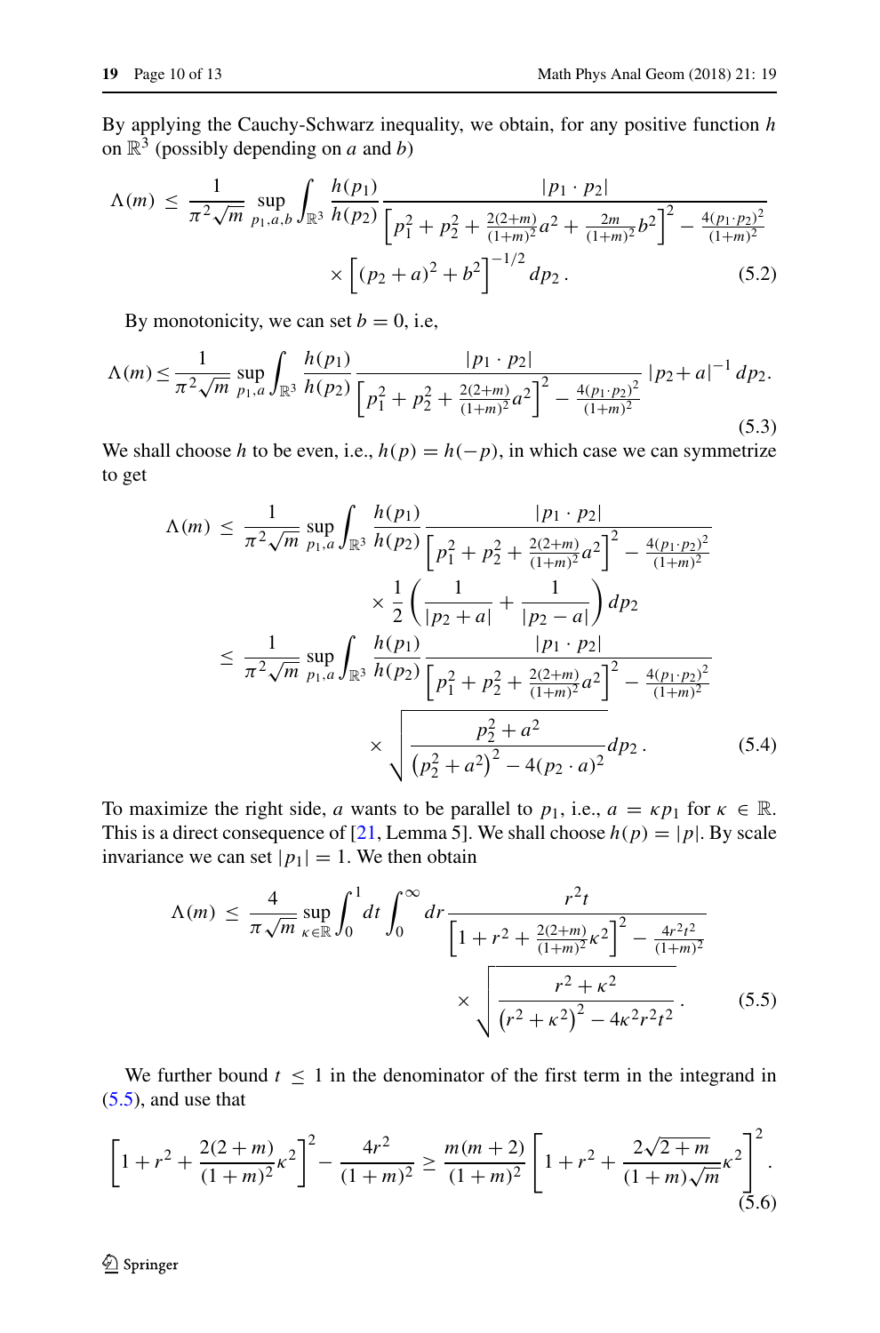By applying the Cauchy-Schwarz inequality, we obtain, for any positive function $h$ on $\mathbb{R}^3$ (possibly depending on $a$ and $b$)

$$
\Lambda(m) \le \frac{1}{\pi^2\sqrt{m}} \sup_{p_1,a,b} \int_{\mathbb{R}^3} \frac{h(p_1)}{h(p_2)} \frac{|p_1\cdot p_2|}{\left[p_1^2+p_2^2+\frac{2(2+m)}{(1+m)^2}a^2+\frac{2m}{(1+m)^2}b^2\right]^2-\frac{4(p_1\cdot p_2)^2}{(1+m)^2}} \times \left[(p_2+a)^2+b^2\right]^{-1/2} dp_2\,. \tag{5.2}
$$

By monotonicity, we can set $b=0$, i.e,

$$
\Lambda(m) \le \frac{1}{\pi^2\sqrt{m}} \sup_{p_1,a} \int_{\mathbb{R}^3} \frac{h(p_1)}{h(p_2)} \frac{|p_1\cdot p_2|}{\left[p_1^2+p_2^2+\frac{2(2+m)}{(1+m)^2}a^2\right]^2-\frac{4(p_1\cdot p_2)^2}{(1+m)^2}} |p_2+a|^{-1}\, dp_2. \tag{5.3}
$$

We shall choose $h$ to be even, i.e., $h(p)=h(-p)$, in which case we can symmetrize to get

$$
\begin{aligned}
\Lambda(m) &\le \frac{1}{\pi^2\sqrt{m}} \sup_{p_1,a} \int_{\mathbb{R}^3} \frac{h(p_1)}{h(p_2)} \frac{|p_1\cdot p_2|}{\left[p_1^2+p_2^2+\frac{2(2+m)}{(1+m)^2}a^2\right]^2-\frac{4(p_1\cdot p_2)^2}{(1+m)^2}} \\
&\qquad \times \frac{1}{2}\left(\frac{1}{|p_2+a|}+\frac{1}{|p_2-a|}\right) dp_2 \\
&\le \frac{1}{\pi^2\sqrt{m}} \sup_{p_1,a} \int_{\mathbb{R}^3} \frac{h(p_1)}{h(p_2)} \frac{|p_1\cdot p_2|}{\left[p_1^2+p_2^2+\frac{2(2+m)}{(1+m)^2}a^2\right]^2-\frac{4(p_1\cdot p_2)^2}{(1+m)^2}} \\
&\qquad \times \sqrt{\frac{p_2^2+a^2}{\left(p_2^2+a^2\right)^2-4(p_2\cdot a)^2}}\, dp_2\,.
\end{aligned} \tag{5.4}
$$

To maximize the right side, $a$ wants to be parallel to $p_1$, i.e., $a=\kappa p_1$ for $\kappa\in\mathbb{R}$. This is a direct consequence of [21, Lemma 5]. We shall choose $h(p)=|p|$. By scale invariance we can set $|p_1|=1$. We then obtain

$$
\Lambda(m) \le \frac{4}{\pi\sqrt{m}} \sup_{\kappa\in\mathbb{R}} \int_0^1 dt \int_0^\infty dr \frac{r^2 t}{\left[1+r^2+\frac{2(2+m)}{(1+m)^2}\kappa^2\right]^2-\frac{4r^2t^2}{(1+m)^2}} \times \sqrt{\frac{r^2+\kappa^2}{\left(r^2+\kappa^2\right)^2-4\kappa^2r^2t^2}}\,. \tag{5.5}
$$

We further bound $t\le 1$ in the denominator of the first term in the integrand in (5.5), and use that

$$
\left[1+r^2+\frac{2(2+m)}{(1+m)^2}\kappa^2\right]^2-\frac{4r^2}{(1+m)^2} \ge \frac{m(m+2)}{(1+m)^2}\left[1+r^2+\frac{2\sqrt{2+m}}{(1+m)\sqrt{m}}\kappa^2\right]^2. \tag{5.6}
$$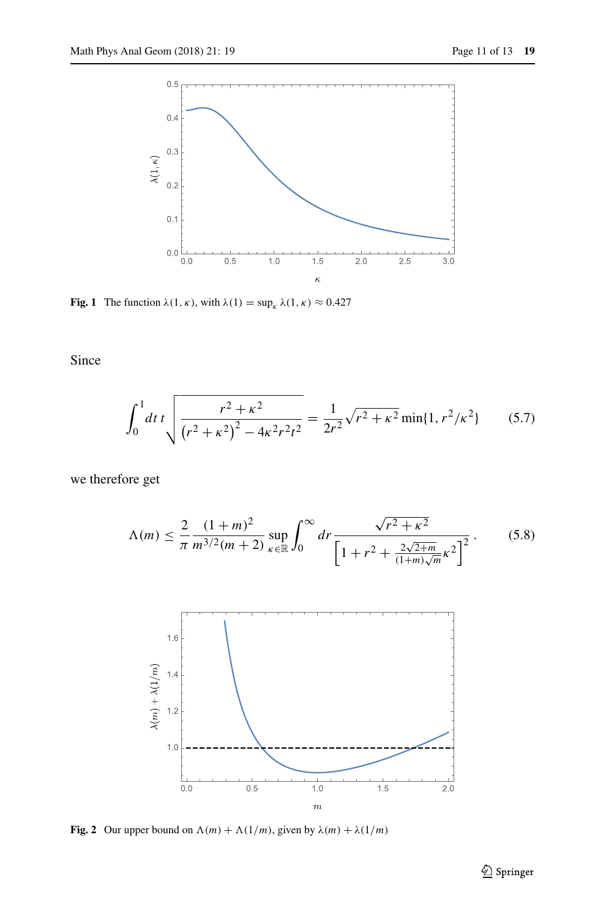Fig. 1 The function $\lambda(1,\kappa)$, with $\lambda(1) = \sup_\kappa \lambda(1,\kappa) \approx 0.427$

Since

$$\int_0^1 dt\, t \sqrt{\frac{r^2+\kappa^2}{\left(r^2+\kappa^2\right)^2 - 4\kappa^2 r^2 t^2}} = \frac{1}{2r^2}\sqrt{r^2+\kappa^2}\,\min\{1, r^2/\kappa^2\} \tag{5.7}$$

we therefore get

$$\Lambda(m) \leq \frac{2}{\pi}\frac{(1+m)^2}{m^{3/2}(m+2)} \sup_{\kappa\in\mathbb{R}} \int_0^\infty dr\, \frac{\sqrt{r^2+\kappa^2}}{\left[1+r^2+\frac{2\sqrt{2+m}}{(1+m)\sqrt{m}}\kappa^2\right]^2}. \tag{5.8}$$

Fig. 2 Our upper bound on $\Lambda(m) + \Lambda(1/m)$, given by $\lambda(m) + \lambda(1/m)$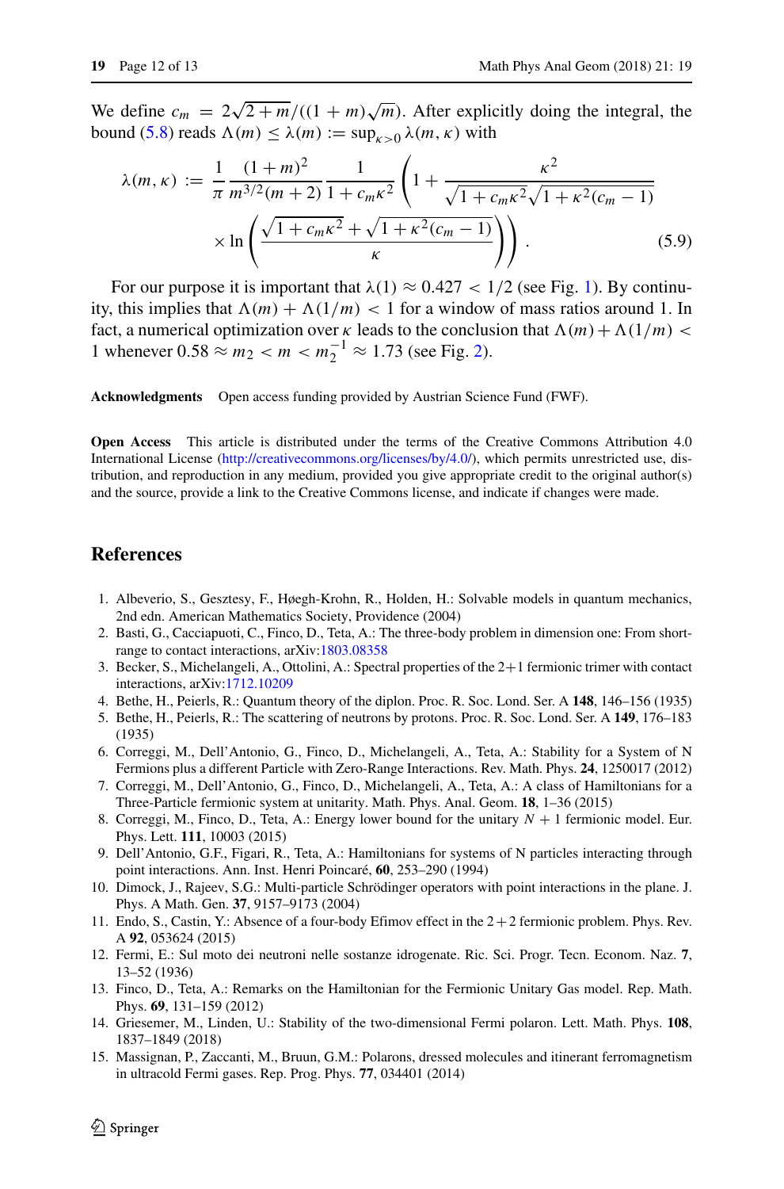We define $c_m = 2\sqrt{2+m}/((1+m)\sqrt{m})$. After explicitly doing the integral, the bound (5.8) reads $\Lambda(m) \le \lambda(m) := \sup_{\kappa>0} \lambda(m,\kappa)$ with

$$
\lambda(m,\kappa) := \frac{1}{\pi} \frac{(1+m)^2}{m^{3/2}(m+2)} \frac{1}{1+c_m\kappa^2} \left( 1 + \frac{\kappa^2}{\sqrt{1+c_m\kappa^2}\sqrt{1+\kappa^2(c_m-1)}} \times \ln\left( \frac{\sqrt{1+c_m\kappa^2}+\sqrt{1+\kappa^2(c_m-1)}}{\kappa} \right) \right). \tag{5.9}
$$

For our purpose it is important that $\lambda(1) \approx 0.427 < 1/2$ (see Fig. 1). By continuity, this implies that $\Lambda(m) + \Lambda(1/m) < 1$ for a window of mass ratios around 1. In fact, a numerical optimization over $\kappa$ leads to the conclusion that $\Lambda(m) + \Lambda(1/m) < 1$ whenever $0.58 \approx m_2 < m < m_2^{-1} \approx 1.73$ (see Fig. 2).

**Acknowledgments** Open access funding provided by Austrian Science Fund (FWF).

**Open Access** This article is distributed under the terms of the Creative Commons Attribution 4.0 International License (http://creativecommons.org/licenses/by/4.0/), which permits unrestricted use, distribution, and reproduction in any medium, provided you give appropriate credit to the original author(s) and the source, provide a link to the Creative Commons license, and indicate if changes were made.

## References

1. Albeverio, S., Gesztesy, F., Høegh-Krohn, R., Holden, H.: Solvable models in quantum mechanics, 2nd edn. American Mathematics Society, Providence (2004)
2. Basti, G., Cacciapuoti, C., Finco, D., Teta, A.: The three-body problem in dimension one: From short-range to contact interactions, arXiv:1803.08358
3. Becker, S., Michelangeli, A., Ottolini, A.: Spectral properties of the 2+1 fermionic trimer with contact interactions, arXiv:1712.10209
4. Bethe, H., Peierls, R.: Quantum theory of the diplon. Proc. R. Soc. Lond. Ser. A **148**, 146–156 (1935)
5. Bethe, H., Peierls, R.: The scattering of neutrons by protons. Proc. R. Soc. Lond. Ser. A **149**, 176–183 (1935)
6. Correggi, M., Dell'Antonio, G., Finco, D., Michelangeli, A., Teta, A.: Stability for a System of N Fermions plus a different Particle with Zero-Range Interactions. Rev. Math. Phys. **24**, 1250017 (2012)
7. Correggi, M., Dell'Antonio, G., Finco, D., Michelangeli, A., Teta, A.: A class of Hamiltonians for a Three-Particle fermionic system at unitarity. Math. Phys. Anal. Geom. **18**, 1–36 (2015)
8. Correggi, M., Finco, D., Teta, A.: Energy lower bound for the unitary $N+1$ fermionic model. Eur. Phys. Lett. **111**, 10003 (2015)
9. Dell'Antonio, G.F., Figari, R., Teta, A.: Hamiltonians for systems of N particles interacting through point interactions. Ann. Inst. Henri Poincaré, **60**, 253–290 (1994)
10. Dimock, J., Rajeev, S.G.: Multi-particle Schrödinger operators with point interactions in the plane. J. Phys. A Math. Gen. **37**, 9157–9173 (2004)
11. Endo, S., Castin, Y.: Absence of a four-body Efimov effect in the 2 + 2 fermionic problem. Phys. Rev. A **92**, 053624 (2015)
12. Fermi, E.: Sul moto dei neutroni nelle sostanze idrogenate. Ric. Sci. Progr. Tecn. Econom. Naz. **7**, 13–52 (1936)
13. Finco, D., Teta, A.: Remarks on the Hamiltonian for the Fermionic Unitary Gas model. Rep. Math. Phys. **69**, 131–159 (2012)
14. Griesemer, M., Linden, U.: Stability of the two-dimensional Fermi polaron. Lett. Math. Phys. **108**, 1837–1849 (2018)
15. Massignan, P., Zaccanti, M., Bruun, G.M.: Polarons, dressed molecules and itinerant ferromagnetism in ultracold Fermi gases. Rep. Prog. Phys. **77**, 034401 (2014)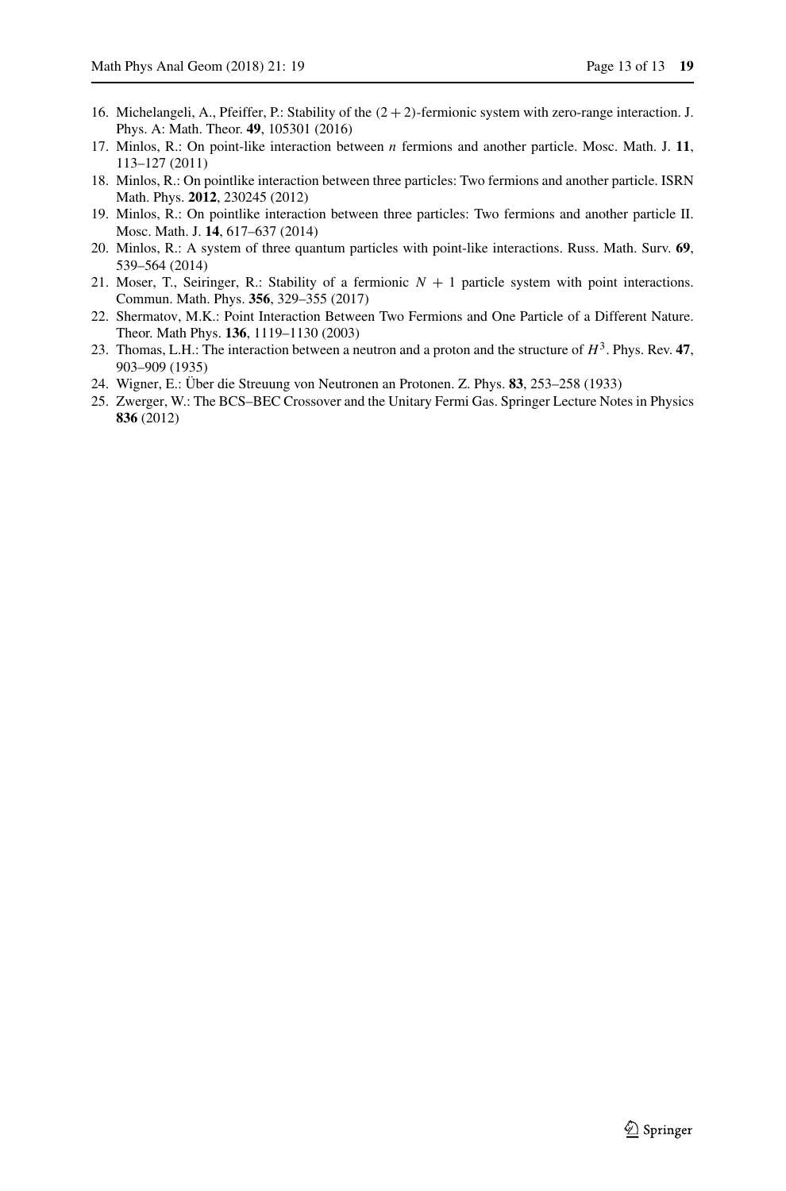16. Michelangeli, A., Pfeiffer, P.: Stability of the $(2+2)$-fermionic system with zero-range interaction. J. Phys. A: Math. Theor. **49**, 105301 (2016)
17. Minlos, R.: On point-like interaction between $n$ fermions and another particle. Mosc. Math. J. **11**, 113–127 (2011)
18. Minlos, R.: On pointlike interaction between three particles: Two fermions and another particle. ISRN Math. Phys. **2012**, 230245 (2012)
19. Minlos, R.: On pointlike interaction between three particles: Two fermions and another particle II. Mosc. Math. J. **14**, 617–637 (2014)
20. Minlos, R.: A system of three quantum particles with point-like interactions. Russ. Math. Surv. **69**, 539–564 (2014)
21. Moser, T., Seiringer, R.: Stability of a fermionic $N+1$ particle system with point interactions. Commun. Math. Phys. **356**, 329–355 (2017)
22. Shermatov, M.K.: Point Interaction Between Two Fermions and One Particle of a Different Nature. Theor. Math Phys. **136**, 1119–1130 (2003)
23. Thomas, L.H.: The interaction between a neutron and a proton and the structure of $H^3$. Phys. Rev. **47**, 903–909 (1935)
24. Wigner, E.: Über die Streuung von Neutronen an Protonen. Z. Phys. **83**, 253–258 (1933)
25. Zwerger, W.: The BCS–BEC Crossover and the Unitary Fermi Gas. Springer Lecture Notes in Physics **836** (2012)